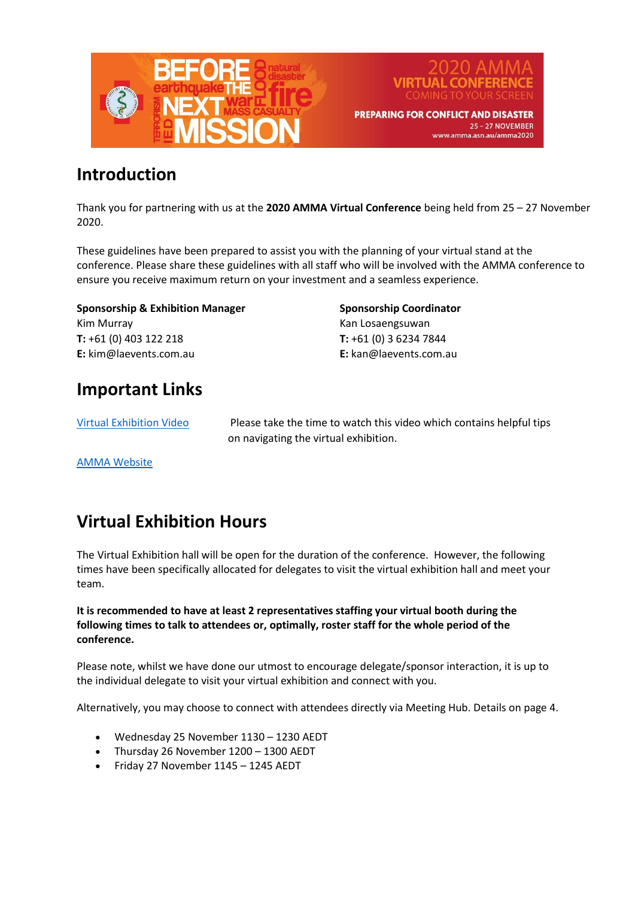## Introduction

Thank you for partnering with us at the **2020 AMMA Virtual Conference** being held from 25 – 27 November 2020.

These guidelines have been prepared to assist you with the planning of your virtual stand at the conference. Please share these guidelines with all staff who will be involved with the AMMA conference to ensure you receive maximum return on your investment and a seamless experience.

**Sponsorship & Exhibition Manager**
Kim Murray
**T:** +61 (0) 403 122 218
**E:** kim@laevents.com.au

**Sponsorship Coordinator**
Kan Losaengsuwan
**T:** +61 (0) 3 6234 7844
**E:** kan@laevents.com.au

## Important Links

Virtual Exhibition Video — Please take the time to watch this video which contains helpful tips on navigating the virtual exhibition.

AMMA Website

## Virtual Exhibition Hours

The Virtual Exhibition hall will be open for the duration of the conference. However, the following times have been specifically allocated for delegates to visit the virtual exhibition hall and meet your team.

**It is recommended to have at least 2 representatives staffing your virtual booth during the following times to talk to attendees or, optimally, roster staff for the whole period of the conference.**

Please note, whilst we have done our utmost to encourage delegate/sponsor interaction, it is up to the individual delegate to visit your virtual exhibition and connect with you.

Alternatively, you may choose to connect with attendees directly via Meeting Hub. Details on page 4.

- Wednesday 25 November 1130 – 1230 AEDT
- Thursday 26 November 1200 – 1300 AEDT
- Friday 27 November 1145 – 1245 AEDT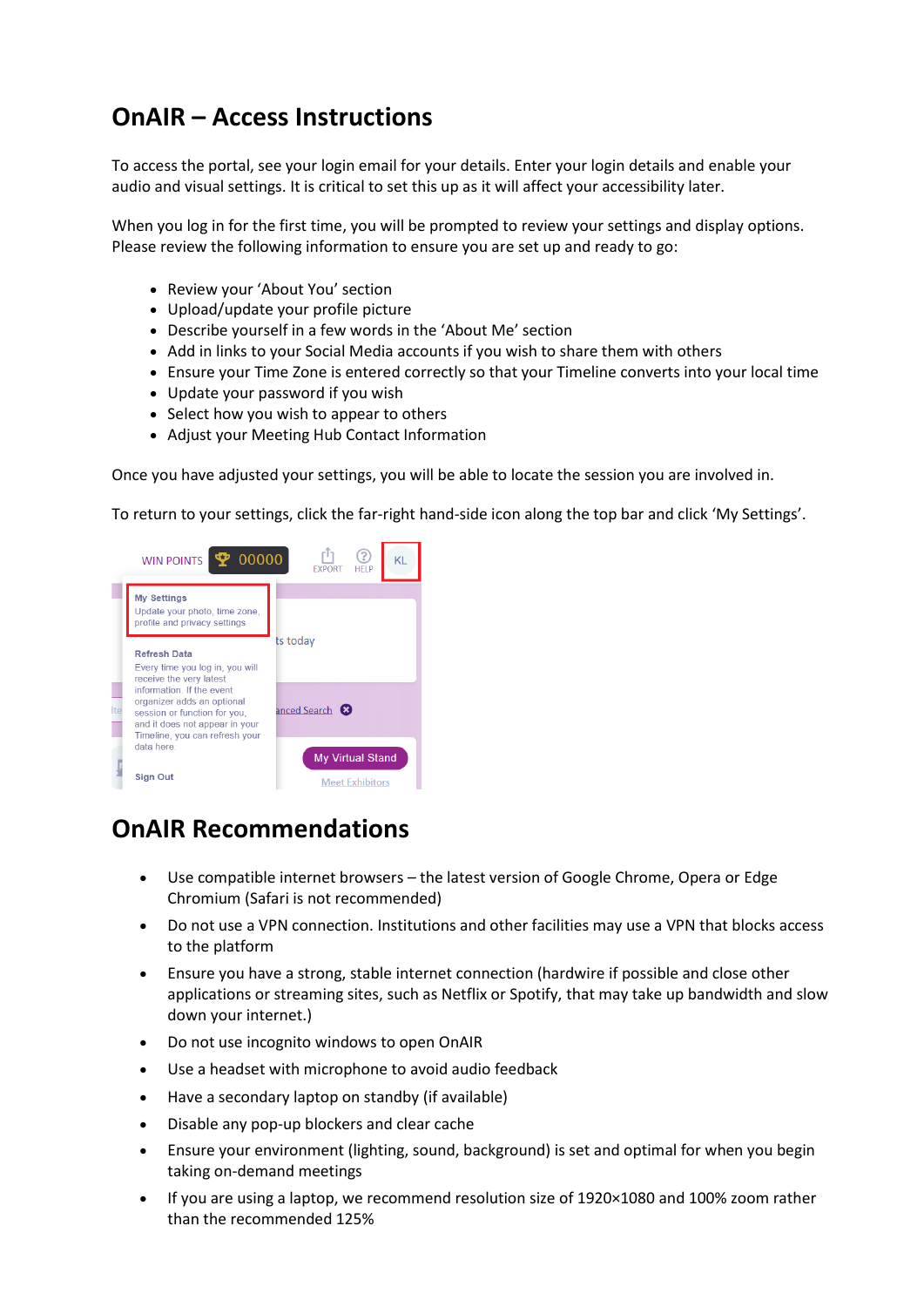# OnAIR – Access Instructions

To access the portal, see your login email for your details. Enter your login details and enable your audio and visual settings. It is critical to set this up as it will affect your accessibility later.

When you log in for the first time, you will be prompted to review your settings and display options. Please review the following information to ensure you are set up and ready to go:

- Review your 'About You' section
- Upload/update your profile picture
- Describe yourself in a few words in the 'About Me' section
- Add in links to your Social Media accounts if you wish to share them with others
- Ensure your Time Zone is entered correctly so that your Timeline converts into your local time
- Update your password if you wish
- Select how you wish to appear to others
- Adjust your Meeting Hub Contact Information

Once you have adjusted your settings, you will be able to locate the session you are involved in.

To return to your settings, click the far-right hand-side icon along the top bar and click 'My Settings'.

# OnAIR Recommendations

- Use compatible internet browsers – the latest version of Google Chrome, Opera or Edge Chromium (Safari is not recommended)
- Do not use a VPN connection. Institutions and other facilities may use a VPN that blocks access to the platform
- Ensure you have a strong, stable internet connection (hardwire if possible and close other applications or streaming sites, such as Netflix or Spotify, that may take up bandwidth and slow down your internet.)
- Do not use incognito windows to open OnAIR
- Use a headset with microphone to avoid audio feedback
- Have a secondary laptop on standby (if available)
- Disable any pop-up blockers and clear cache
- Ensure your environment (lighting, sound, background) is set and optimal for when you begin taking on-demand meetings
- If you are using a laptop, we recommend resolution size of 1920×1080 and 100% zoom rather than the recommended 125%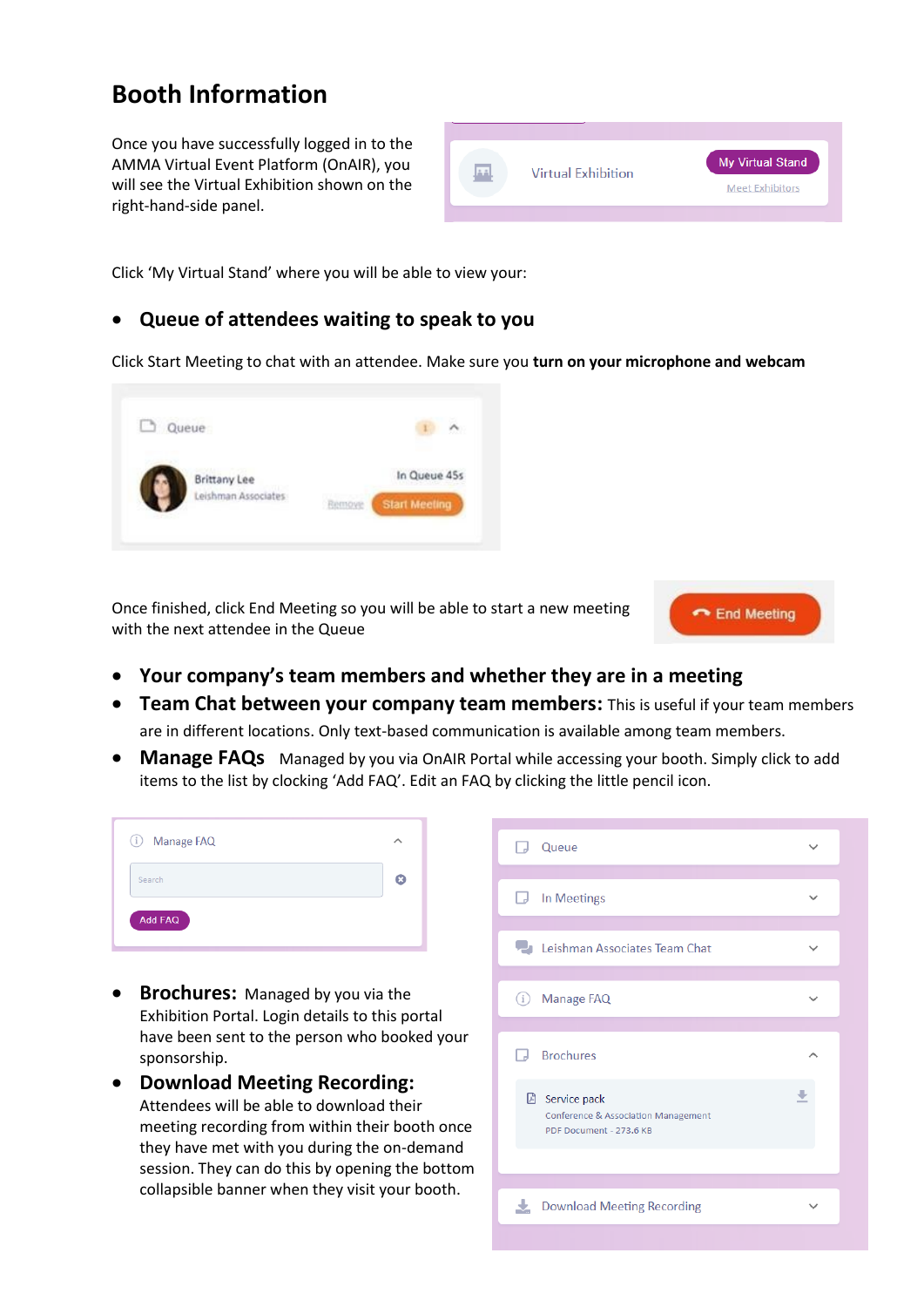# Booth Information

Once you have successfully logged in to the AMMA Virtual Event Platform (OnAIR), you will see the Virtual Exhibition shown on the right-hand-side panel.

Click 'My Virtual Stand' where you will be able to view your:

- **Queue of attendees waiting to speak to you**

Click Start Meeting to chat with an attendee. Make sure you **turn on your microphone and webcam**

Once finished, click End Meeting so you will be able to start a new meeting with the next attendee in the Queue

- **Your company's team members and whether they are in a meeting**
- **Team Chat between your company team members:** This is useful if your team members are in different locations. Only text-based communication is available among team members.
- **Manage FAQs** Managed by you via OnAIR Portal while accessing your booth. Simply click to add items to the list by clocking 'Add FAQ'. Edit an FAQ by clicking the little pencil icon.
- **Brochures:** Managed by you via the Exhibition Portal. Login details to this portal have been sent to the person who booked your sponsorship.
- **Download Meeting Recording:** Attendees will be able to download their meeting recording from within their booth once they have met with you during the on-demand session. They can do this by opening the bottom collapsible banner when they visit your booth.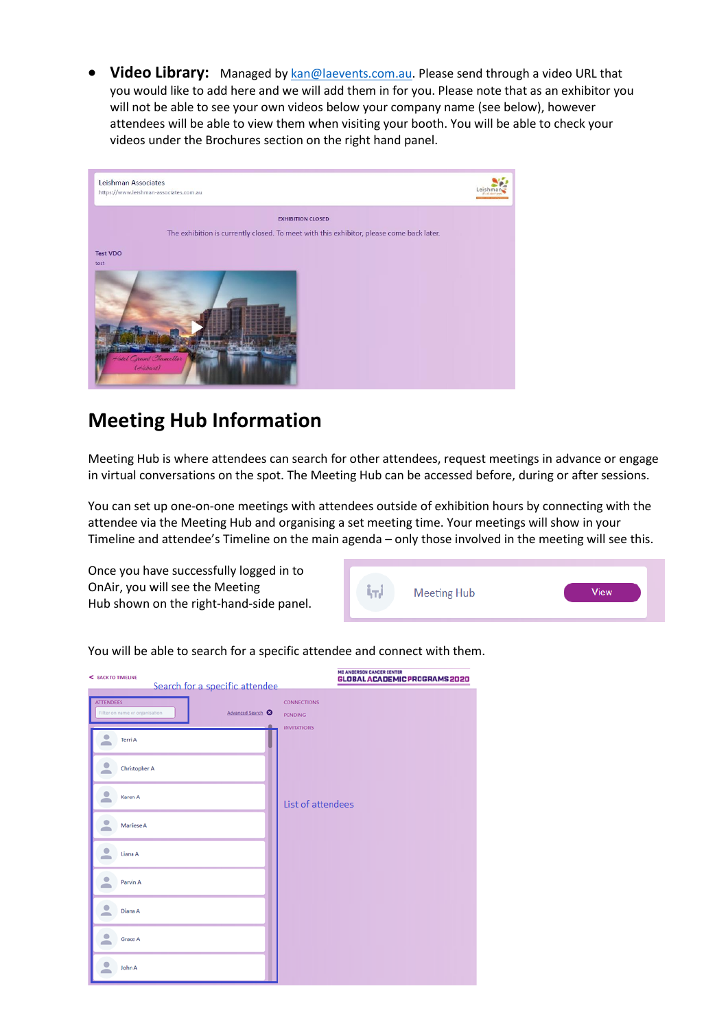- **Video Library:** Managed by kan@laevents.com.au. Please send through a video URL that you would like to add here and we will add them in for you. Please note that as an exhibitor you will not be able to see your own videos below your company name (see below), however attendees will be able to view them when visiting your booth. You will be able to check your videos under the Brochures section on the right hand panel.

## Meeting Hub Information

Meeting Hub is where attendees can search for other attendees, request meetings in advance or engage in virtual conversations on the spot. The Meeting Hub can be accessed before, during or after sessions.

You can set up one-on-one meetings with attendees outside of exhibition hours by connecting with the attendee via the Meeting Hub and organising a set meeting time. Your meetings will show in your Timeline and attendee's Timeline on the main agenda – only those involved in the meeting will see this.

Once you have successfully logged in to OnAir, you will see the Meeting Hub shown on the right-hand-side panel.

You will be able to search for a specific attendee and connect with them.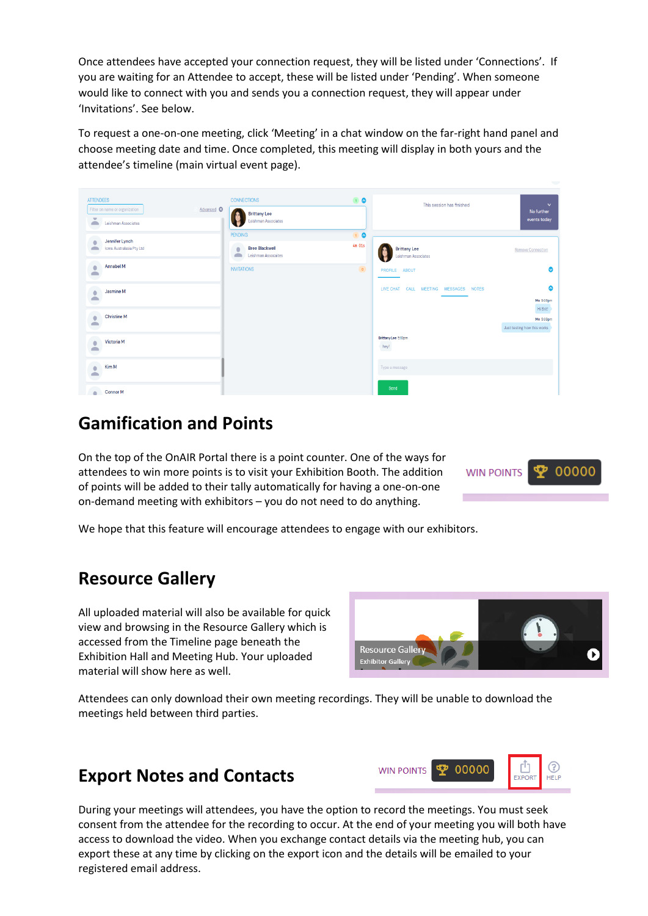Once attendees have accepted your connection request, they will be listed under 'Connections'. If you are waiting for an Attendee to accept, these will be listed under 'Pending'. When someone would like to connect with you and sends you a connection request, they will appear under 'Invitations'. See below.

To request a one-on-one meeting, click 'Meeting' in a chat window on the far-right hand panel and choose meeting date and time. Once completed, this meeting will display in both yours and the attendee's timeline (main virtual event page).

## Gamification and Points

On the top of the OnAIR Portal there is a point counter. One of the ways for attendees to win more points is to visit your Exhibition Booth. The addition of points will be added to their tally automatically for having a one-on-one on-demand meeting with exhibitors – you do not need to do anything.

We hope that this feature will encourage attendees to engage with our exhibitors.

## Resource Gallery

All uploaded material will also be available for quick view and browsing in the Resource Gallery which is accessed from the Timeline page beneath the Exhibition Hall and Meeting Hub. Your uploaded material will show here as well.

Attendees can only download their own meeting recordings. They will be unable to download the meetings held between third parties.

## Export Notes and Contacts

During your meetings will attendees, you have the option to record the meetings. You must seek consent from the attendee for the recording to occur. At the end of your meeting you will both have access to download the video. When you exchange contact details via the meeting hub, you can export these at any time by clicking on the export icon and the details will be emailed to your registered email address.